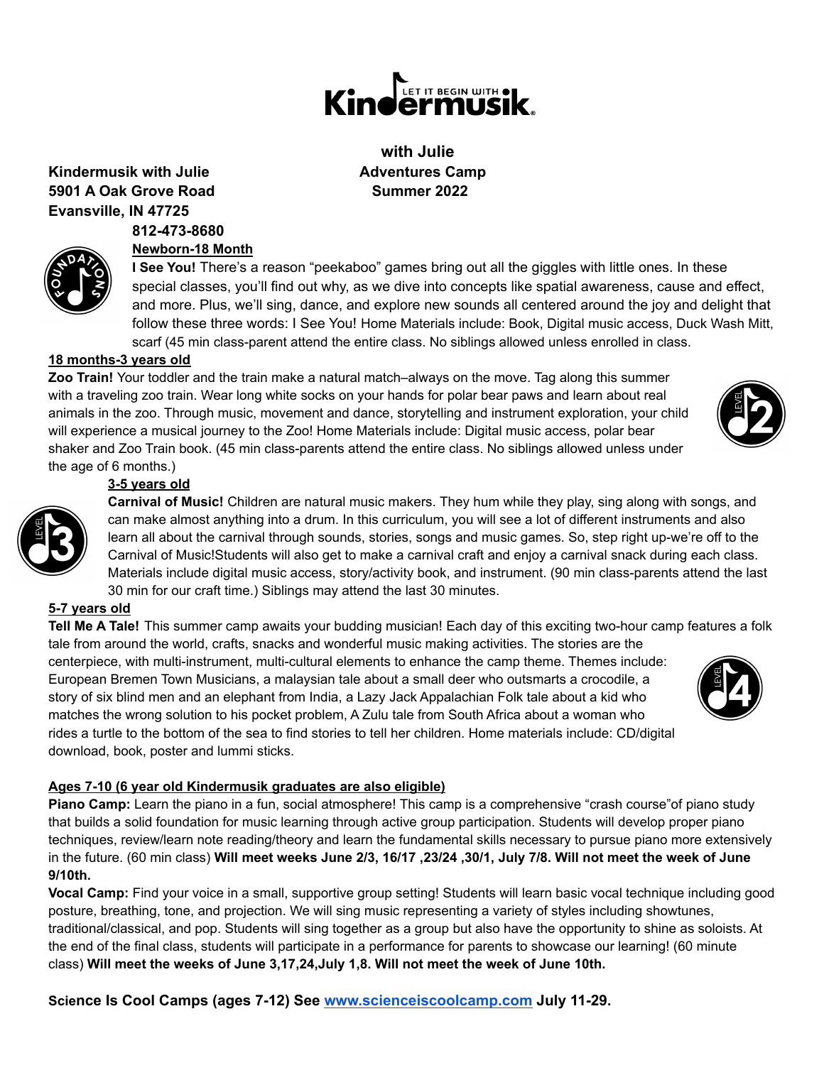# Kindermusik

**with Julie**
**Adventures Camp**
**Summer 2022**

**Kindermusik with Julie**
**5901 A Oak Grove Road**
**Evansville, IN 47725**
**812-473-8680**

**Newborn-18 Month**

**I See You!** There's a reason "peekaboo" games bring out all the giggles with little ones. In these special classes, you'll find out why, as we dive into concepts like spatial awareness, cause and effect, and more. Plus, we'll sing, dance, and explore new sounds all centered around the joy and delight that follow these three words: I See You! Home Materials include: Book, Digital music access, Duck Wash Mitt, scarf (45 min class-parent attend the entire class. No siblings allowed unless enrolled in class.

**18 months-3 years old**

**Zoo Train!** Your toddler and the train make a natural match–always on the move. Tag along this summer with a traveling zoo train. Wear long white socks on your hands for polar bear paws and learn about real animals in the zoo. Through music, movement and dance, storytelling and instrument exploration, your child will experience a musical journey to the Zoo! Home Materials include: Digital music access, polar bear shaker and Zoo Train book. (45 min class-parents attend the entire class. No siblings allowed unless under the age of 6 months.)

**3-5 years old**

**Carnival of Music!** Children are natural music makers. They hum while they play, sing along with songs, and can make almost anything into a drum. In this curriculum, you will see a lot of different instruments and also learn all about the carnival through sounds, stories, songs and music games. So, step right up-we're off to the Carnival of Music!Students will also get to make a carnival craft and enjoy a carnival snack during each class. Materials include digital music access, story/activity book, and instrument. (90 min class-parents attend the last 30 min for our craft time.) Siblings may attend the last 30 minutes.

**5-7 years old**

**Tell Me A Tale!** This summer camp awaits your budding musician! Each day of this exciting two-hour camp features a folk tale from around the world, crafts, snacks and wonderful music making activities. The stories are the centerpiece, with multi-instrument, multi-cultural elements to enhance the camp theme. Themes include: European Bremen Town Musicians, a malaysian tale about a small deer who outsmarts a crocodile, a story of six blind men and an elephant from India, a Lazy Jack Appalachian Folk tale about a kid who matches the wrong solution to his pocket problem, A Zulu tale from South Africa about a woman who rides a turtle to the bottom of the sea to find stories to tell her children. Home materials include: CD/digital download, book, poster and lummi sticks.

**Ages 7-10 (6 year old Kindermusik graduates are also eligible)**

**Piano Camp:** Learn the piano in a fun, social atmosphere! This camp is a comprehensive "crash course"of piano study that builds a solid foundation for music learning through active group participation. Students will develop proper piano techniques, review/learn note reading/theory and learn the fundamental skills necessary to pursue piano more extensively in the future. (60 min class) **Will meet weeks June 2/3, 16/17 ,23/24 ,30/1, July 7/8. Will not meet the week of June 9/10th.**

**Vocal Camp:** Find your voice in a small, supportive group setting! Students will learn basic vocal technique including good posture, breathing, tone, and projection. We will sing music representing a variety of styles including showtunes, traditional/classical, and pop. Students will sing together as a group but also have the opportunity to shine as soloists. At the end of the final class, students will participate in a performance for parents to showcase our learning! (60 minute class) **Will meet the weeks of June 3,17,24,July 1,8. Will not meet the week of June 10th.**

**Science Is Cool Camps (ages 7-12) See [www.scienceiscoolcamp.com](http://www.scienceiscoolcamp.com) July 11-29.**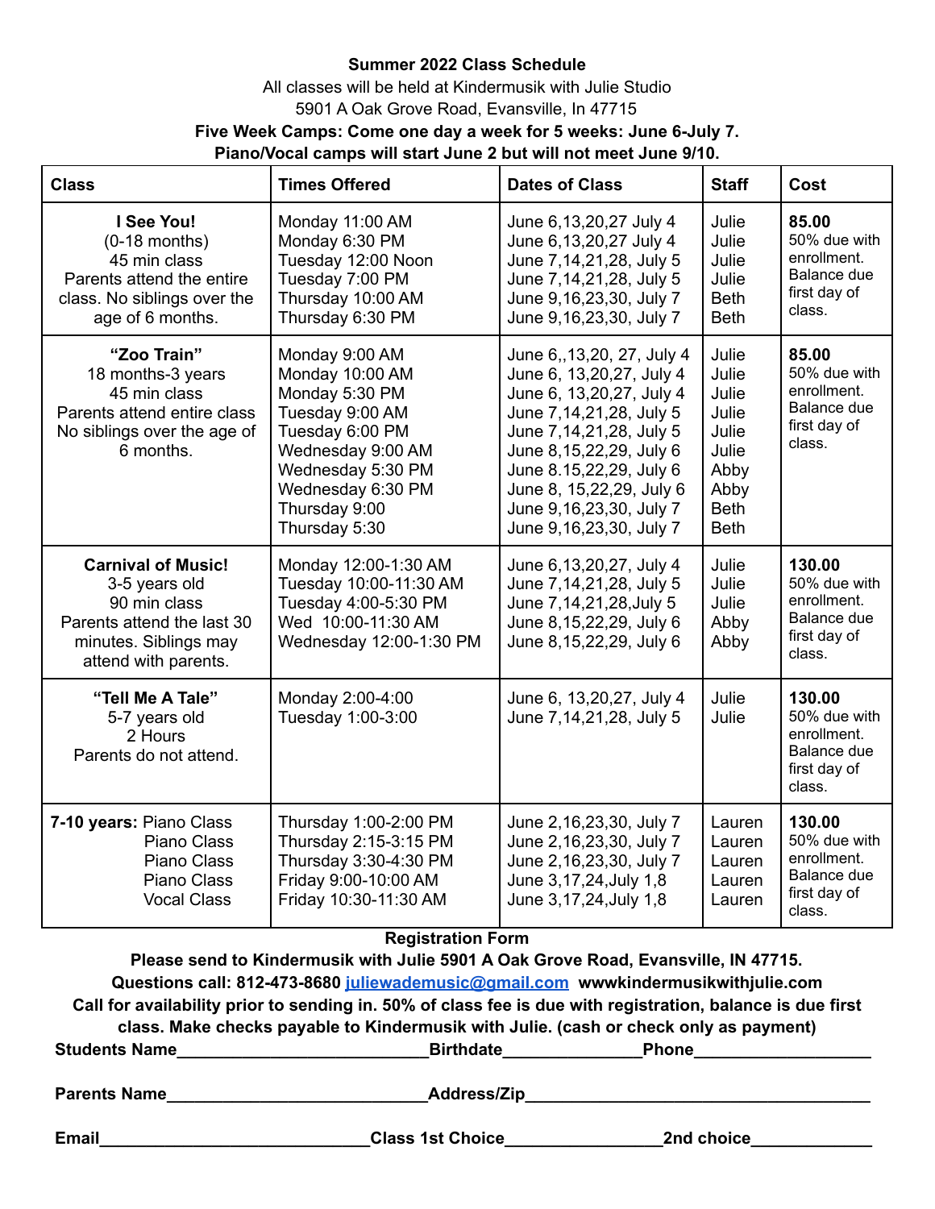**Summer 2022 Class Schedule**

All classes will be held at Kindermusik with Julie Studio
5901 A Oak Grove Road, Evansville, In 47715

**Five Week Camps: Come one day a week for 5 weeks: June 6-July 7.**
**Piano/Vocal camps will start June 2 but will not meet June 9/10.**

| Class | Times Offered | Dates of Class | Staff | Cost |
|---|---|---|---|---|
| **I See You!**<br>(0-18 months)<br>45 min class<br>Parents attend the entire class. No siblings over the age of 6 months. | Monday 11:00 AM<br>Monday 6:30 PM<br>Tuesday 12:00 Noon<br>Tuesday 7:00 PM<br>Thursday 10:00 AM<br>Thursday 6:30 PM | June 6,13,20,27 July 4<br>June 6,13,20,27 July 4<br>June 7,14,21,28, July 5<br>June 7,14,21,28, July 5<br>June 9,16,23,30, July 7<br>June 9,16,23,30, July 7 | Julie<br>Julie<br>Julie<br>Julie<br>Beth<br>Beth | **85.00**<br>50% due with enrollment. Balance due first day of class. |
| **"Zoo Train"**<br>18 months-3 years<br>45 min class<br>Parents attend entire class<br>No siblings over the age of 6 months. | Monday 9:00 AM<br>Monday 10:00 AM<br>Monday 5:30 PM<br>Tuesday 9:00 AM<br>Tuesday 6:00 PM<br>Wednesday 9:00 AM<br>Wednesday 5:30 PM<br>Wednesday 6:30 PM<br>Thursday 9:00<br>Thursday 5:30 | June 6,,13,20, 27, July 4<br>June 6, 13,20,27, July 4<br>June 6, 13,20,27, July 4<br>June 7,14,21,28, July 5<br>June 7,14,21,28, July 5<br>June 8,15,22,29, July 6<br>June 8.15,22,29, July 6<br>June 8, 15,22,29, July 6<br>June 9,16,23,30, July 7<br>June 9,16,23,30, July 7 | Julie<br>Julie<br>Julie<br>Julie<br>Julie<br>Julie<br>Abby<br>Abby<br>Beth<br>Beth | **85.00**<br>50% due with enrollment. Balance due first day of class. |
| **Carnival of Music!**<br>3-5 years old<br>90 min class<br>Parents attend the last 30 minutes. Siblings may attend with parents. | Monday 12:00-1:30 AM<br>Tuesday 10:00-11:30 AM<br>Tuesday 4:00-5:30 PM<br>Wed 10:00-11:30 AM<br>Wednesday 12:00-1:30 PM | June 6,13,20,27, July 4<br>June 7,14,21,28, July 5<br>June 7,14,21,28,July 5<br>June 8,15,22,29, July 6<br>June 8,15,22,29, July 6 | Julie<br>Julie<br>Julie<br>Abby<br>Abby | **130.00**<br>50% due with enrollment. Balance due first day of class. |
| **"Tell Me A Tale"**<br>5-7 years old<br>2 Hours<br>Parents do not attend. | Monday 2:00-4:00<br>Tuesday 1:00-3:00 | June 6, 13,20,27, July 4<br>June 7,14,21,28, July 5 | Julie<br>Julie | **130.00**<br>50% due with enrollment. Balance due first day of class. |
| **7-10 years:** Piano Class<br>Piano Class<br>Piano Class<br>Piano Class<br>Vocal Class | Thursday 1:00-2:00 PM<br>Thursday 2:15-3:15 PM<br>Thursday 3:30-4:30 PM<br>Friday 9:00-10:00 AM<br>Friday 10:30-11:30 AM | June 2,16,23,30, July 7<br>June 2,16,23,30, July 7<br>June 2,16,23,30, July 7<br>June 3,17,24,July 1,8<br>June 3,17,24,July 1,8 | Lauren<br>Lauren<br>Lauren<br>Lauren<br>Lauren | **130.00**<br>50% due with enrollment. Balance due first day of class. |

**Registration Form**

**Please send to Kindermusik with Julie 5901 A Oak Grove Road, Evansville, IN 47715.**
**Questions call: 812-473-8680 juliewademusic@gmail.com wwwkindermusikwithjulie.com**
**Call for availability prior to sending in. 50% of class fee is due with registration, balance is due first class. Make checks payable to Kindermusik with Julie. (cash or check only as payment)**

**Students Name**\_\_\_\_\_\_\_\_\_\_\_\_\_\_\_\_\_\_\_\_\_\_\_\_\_\_ **Birthdate**\_\_\_\_\_\_\_\_\_\_\_\_\_\_\_ **Phone**\_\_\_\_\_\_\_\_\_\_\_\_\_\_\_\_\_\_\_

**Parents Name**\_\_\_\_\_\_\_\_\_\_\_\_\_\_\_\_\_\_\_\_\_\_\_\_\_\_\_\_ **Address/Zip**\_\_\_\_\_\_\_\_\_\_\_\_\_\_\_\_\_\_\_\_\_\_\_\_\_\_\_\_\_\_\_\_\_\_\_\_\_\_

**Email**\_\_\_\_\_\_\_\_\_\_\_\_\_\_\_\_\_\_\_\_\_\_\_\_\_\_\_\_\_\_ **Class 1st Choice**\_\_\_\_\_\_\_\_\_\_\_\_\_\_\_\_\_ **2nd choice**\_\_\_\_\_\_\_\_\_\_\_\_\_